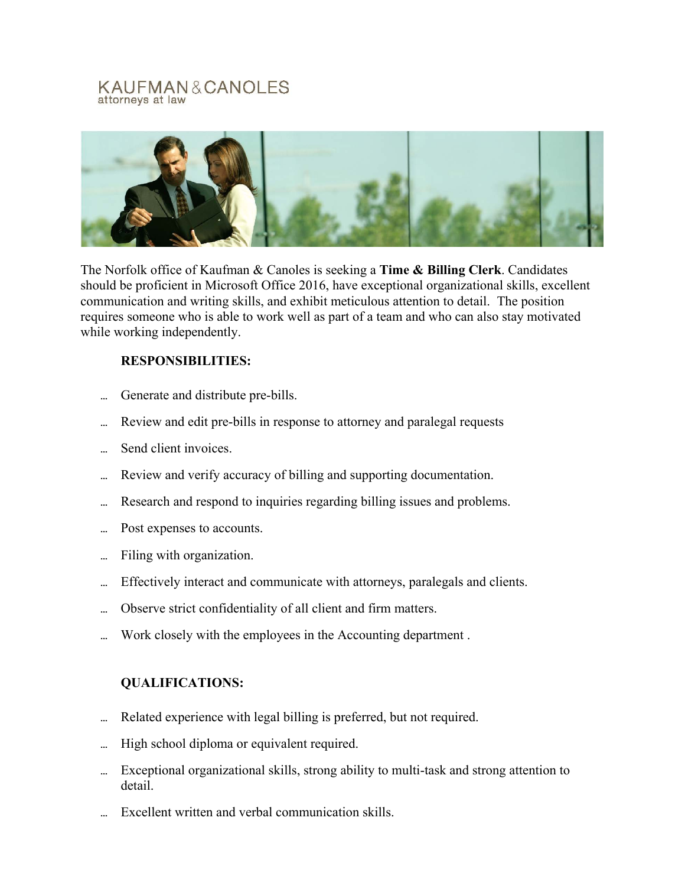KAUFMAN & CANOLES
attorneys at law

The Norfolk office of Kaufman & Canoles is seeking a **Time & Billing Clerk**. Candidates should be proficient in Microsoft Office 2016, have exceptional organizational skills, excellent communication and writing skills, and exhibit meticulous attention to detail. The position requires someone who is able to work well as part of a team and who can also stay motivated while working independently.

**RESPONSIBILITIES:**

- Generate and distribute pre-bills.
- Review and edit pre-bills in response to attorney and paralegal requests
- Send client invoices.
- Review and verify accuracy of billing and supporting documentation.
- Research and respond to inquiries regarding billing issues and problems.
- Post expenses to accounts.
- Filing with organization.
- Effectively interact and communicate with attorneys, paralegals and clients.
- Observe strict confidentiality of all client and firm matters.
- Work closely with the employees in the Accounting department .

**QUALIFICATIONS:**

- Related experience with legal billing is preferred, but not required.
- High school diploma or equivalent required.
- Exceptional organizational skills, strong ability to multi-task and strong attention to detail.
- Excellent written and verbal communication skills.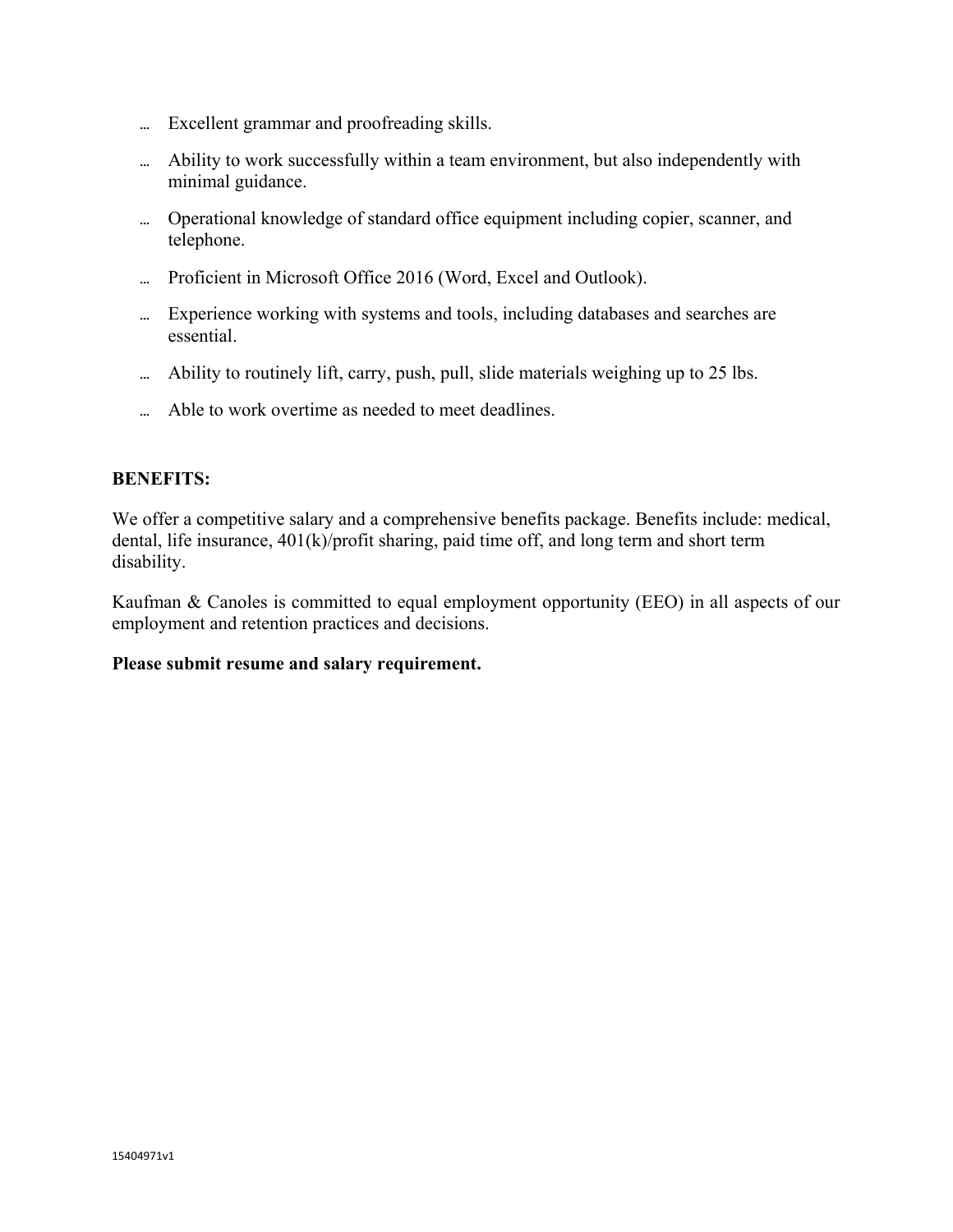- Excellent grammar and proofreading skills.
- Ability to work successfully within a team environment, but also independently with minimal guidance.
- Operational knowledge of standard office equipment including copier, scanner, and telephone.
- Proficient in Microsoft Office 2016 (Word, Excel and Outlook).
- Experience working with systems and tools, including databases and searches are essential.
- Ability to routinely lift, carry, push, pull, slide materials weighing up to 25 lbs.
- Able to work overtime as needed to meet deadlines.

**BENEFITS:**

We offer a competitive salary and a comprehensive benefits package. Benefits include: medical, dental, life insurance, 401(k)/profit sharing, paid time off, and long term and short term disability.

Kaufman & Canoles is committed to equal employment opportunity (EEO) in all aspects of our employment and retention practices and decisions.

**Please submit resume and salary requirement.**

15404971v1